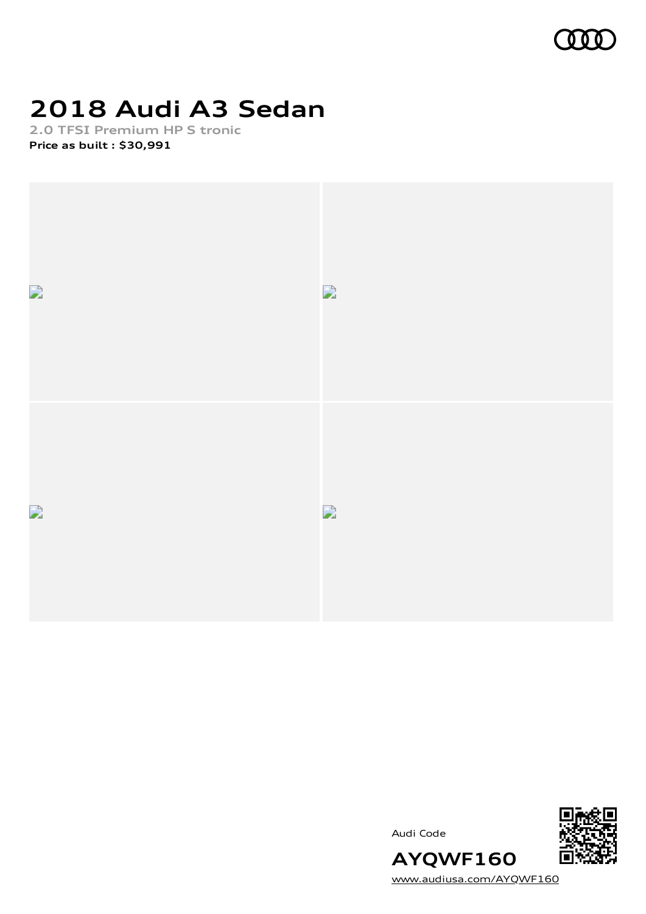# 2018 Audi A3 Sedan

2.0 TFSI Premium HP S tronic

**Price as built : $30,991**

Audi Code

**AYQWF160**

www.audiusa.com/AYQWF160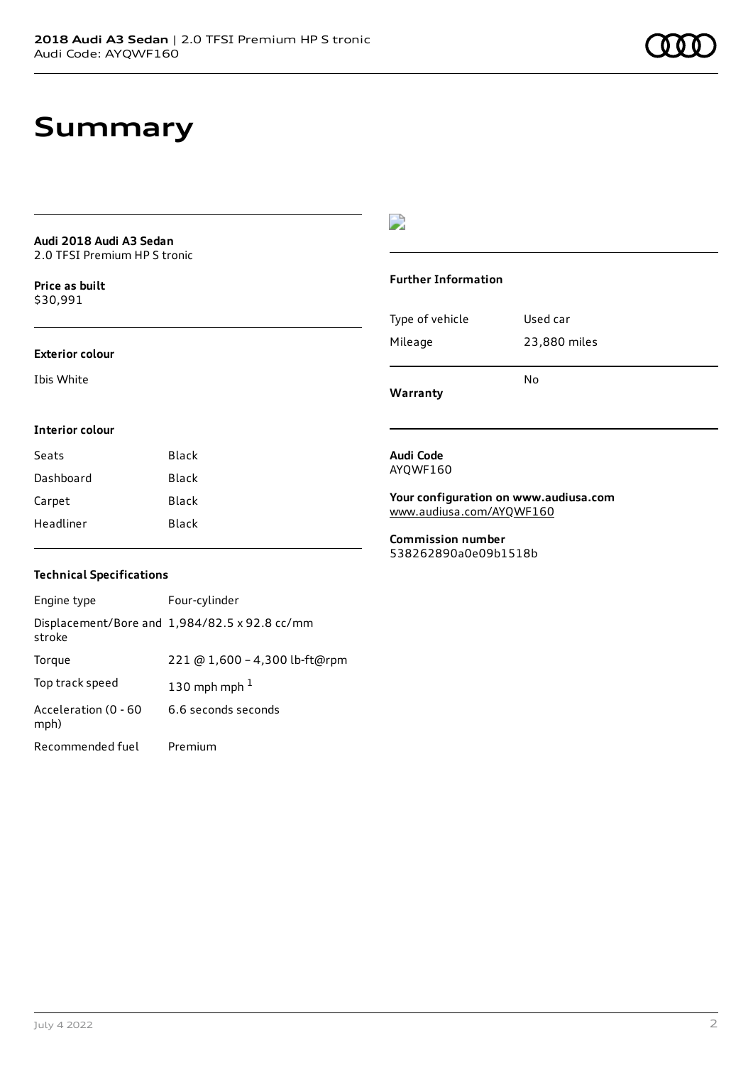# Summary

**Audi 2018 Audi A3 Sedan**
2.0 TFSI Premium HP S tronic

**Price as built**
$30,991

**Exterior colour**

Ibis White

**Interior colour**

| Seats | Black |
|---|---|
| Dashboard | Black |
| Carpet | Black |
| Headliner | Black |

**Technical Specifications**

| Engine type | Four-cylinder |
|---|---|
| Displacement/Bore and stroke | 1,984/82.5 x 92.8 cc/mm |
| Torque | 221 @ 1,600 – 4,300 lb-ft@rpm |
| Top track speed | 130 mph mph [1] |
| Acceleration (0 - 60 mph) | 6.6 seconds seconds |
| Recommended fuel | Premium |

**Further Information**

| Type of vehicle | Used car |
|---|---|
| Mileage | 23,880 miles |
| **Warranty** | No |

**Audi Code**
AYQWF160

**Your configuration on www.audiusa.com**
www.audiusa.com/AYQWF160

**Commission number**
538262890a0e09b1518b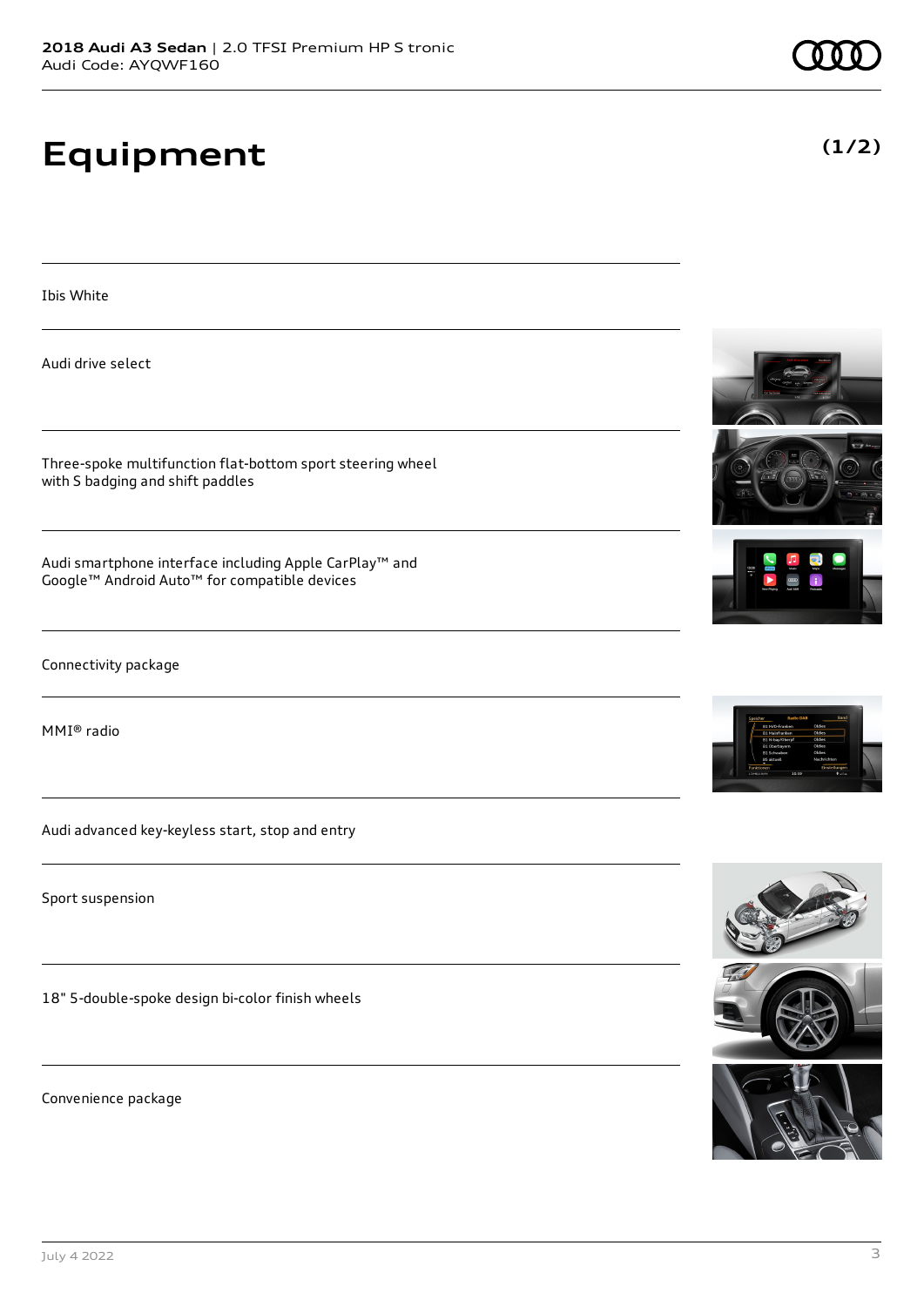# Equipment

**(1/2)**

Ibis White

Audi drive select

Three-spoke multifunction flat-bottom sport steering wheel with S badging and shift paddles

Audi smartphone interface including Apple CarPlay™ and Google™ Android Auto™ for compatible devices

Connectivity package

MMI® radio

Audi advanced key-keyless start, stop and entry

Sport suspension

18" 5-double-spoke design bi-color finish wheels

Convenience package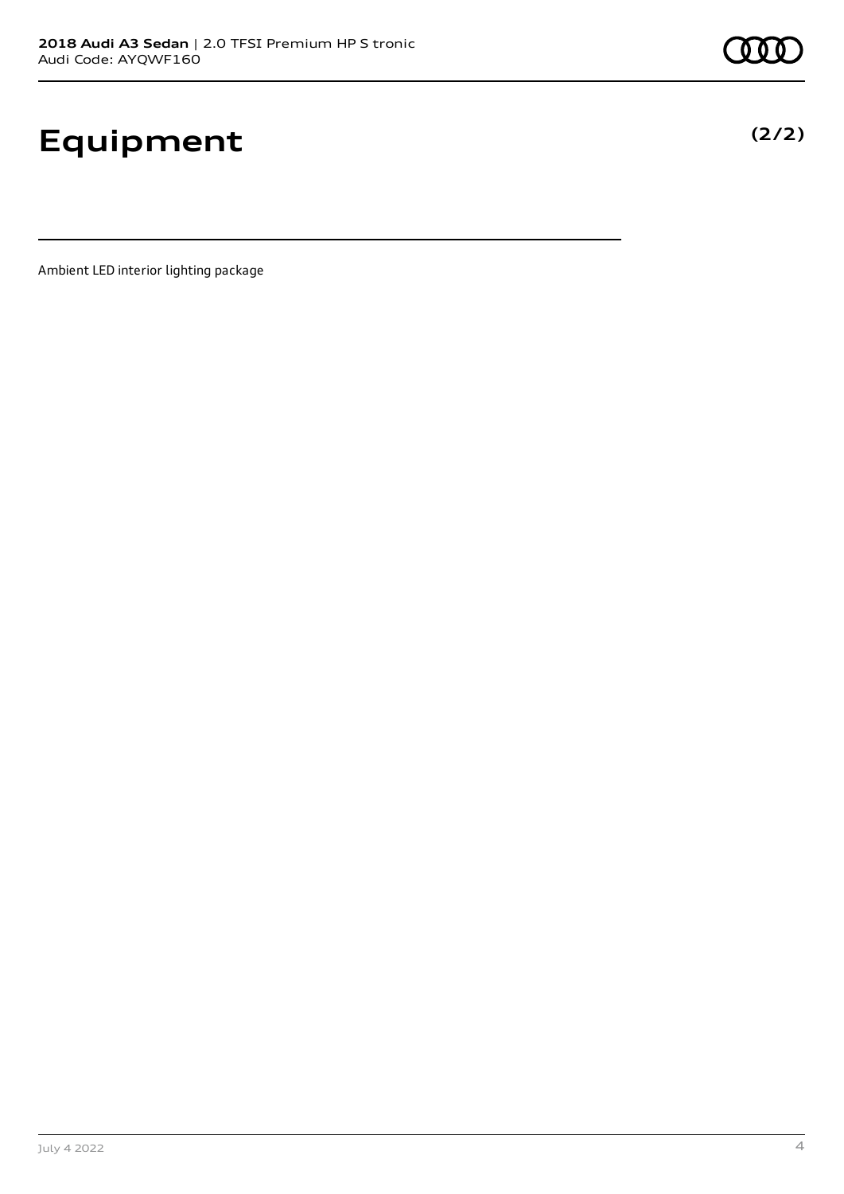# Equipment

**(2/2)**

Ambient LED interior lighting package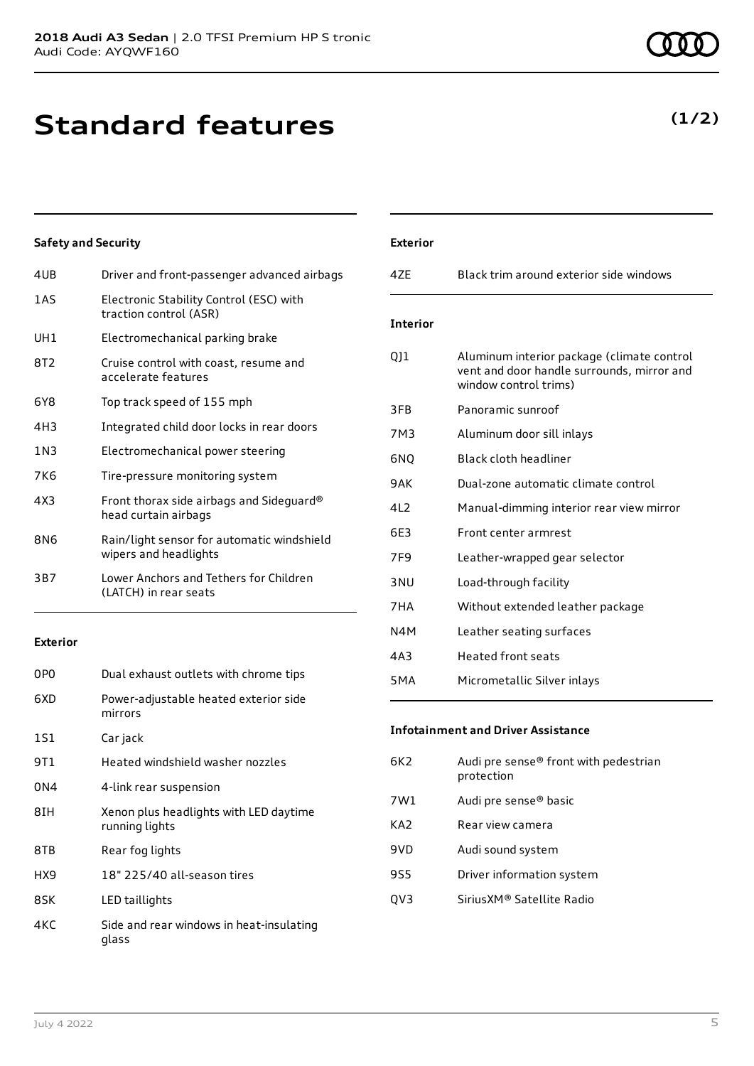# Standard features

**(1/2)**

### Safety and Security

| | |
|---|---|
| 4UB | Driver and front-passenger advanced airbags |
| 1AS | Electronic Stability Control (ESC) with traction control (ASR) |
| UH1 | Electromechanical parking brake |
| 8T2 | Cruise control with coast, resume and accelerate features |
| 6Y8 | Top track speed of 155 mph |
| 4H3 | Integrated child door locks in rear doors |
| 1N3 | Electromechanical power steering |
| 7K6 | Tire-pressure monitoring system |
| 4X3 | Front thorax side airbags and Sideguard® head curtain airbags |
| 8N6 | Rain/light sensor for automatic windshield wipers and headlights |
| 3B7 | Lower Anchors and Tethers for Children (LATCH) in rear seats |

### Exterior

| | |
|---|---|
| 0P0 | Dual exhaust outlets with chrome tips |
| 6XD | Power-adjustable heated exterior side mirrors |
| 1S1 | Car jack |
| 9T1 | Heated windshield washer nozzles |
| 0N4 | 4-link rear suspension |
| 8IH | Xenon plus headlights with LED daytime running lights |
| 8TB | Rear fog lights |
| HX9 | 18" 225/40 all-season tires |
| 8SK | LED taillights |
| 4KC | Side and rear windows in heat-insulating glass |

### Exterior

| | |
|---|---|
| 4ZE | Black trim around exterior side windows |

### Interior

| | |
|---|---|
| QJ1 | Aluminum interior package (climate control vent and door handle surrounds, mirror and window control trims) |
| 3FB | Panoramic sunroof |
| 7M3 | Aluminum door sill inlays |
| 6NQ | Black cloth headliner |
| 9AK | Dual-zone automatic climate control |
| 4L2 | Manual-dimming interior rear view mirror |
| 6E3 | Front center armrest |
| 7F9 | Leather-wrapped gear selector |
| 3NU | Load-through facility |
| 7HA | Without extended leather package |
| N4M | Leather seating surfaces |
| 4A3 | Heated front seats |
| 5MA | Micrometallic Silver inlays |

### Infotainment and Driver Assistance

| | |
|---|---|
| 6K2 | Audi pre sense® front with pedestrian protection |
| 7W1 | Audi pre sense® basic |
| KA2 | Rear view camera |
| 9VD | Audi sound system |
| 9S5 | Driver information system |
| QV3 | SiriusXM® Satellite Radio |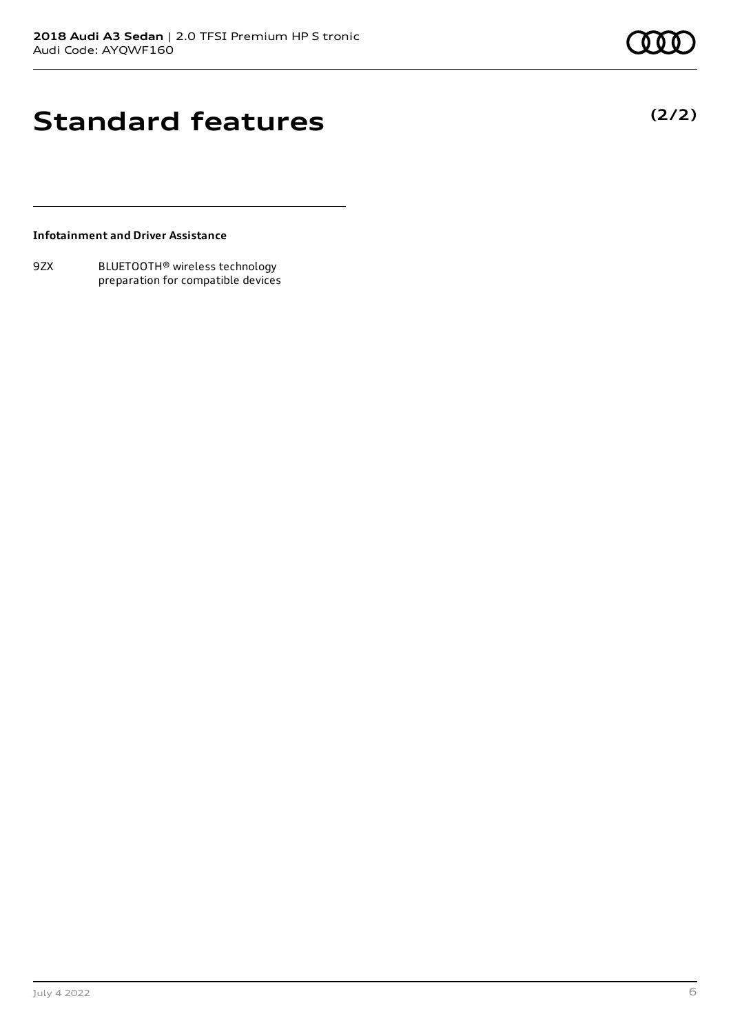# Standard features

**(2/2)**

**Infotainment and Driver Assistance**

| | |
|---|---|
| 9ZX | BLUETOOTH® wireless technology preparation for compatible devices |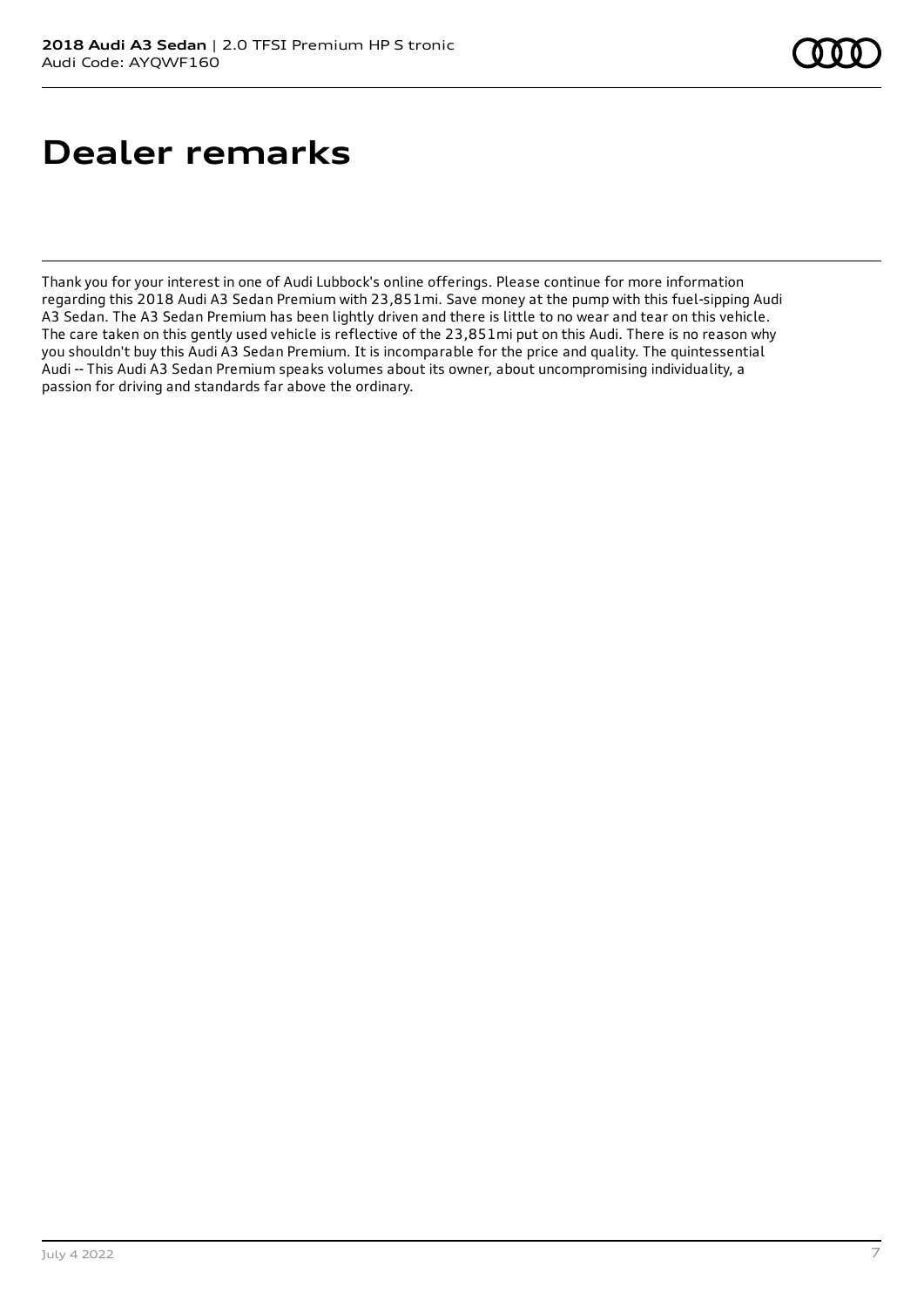# Dealer remarks

Thank you for your interest in one of Audi Lubbock's online offerings. Please continue for more information regarding this 2018 Audi A3 Sedan Premium with 23,851mi. Save money at the pump with this fuel-sipping Audi A3 Sedan. The A3 Sedan Premium has been lightly driven and there is little to no wear and tear on this vehicle. The care taken on this gently used vehicle is reflective of the 23,851mi put on this Audi. There is no reason why you shouldn't buy this Audi A3 Sedan Premium. It is incomparable for the price and quality. The quintessential Audi -- This Audi A3 Sedan Premium speaks volumes about its owner, about uncompromising individuality, a passion for driving and standards far above the ordinary.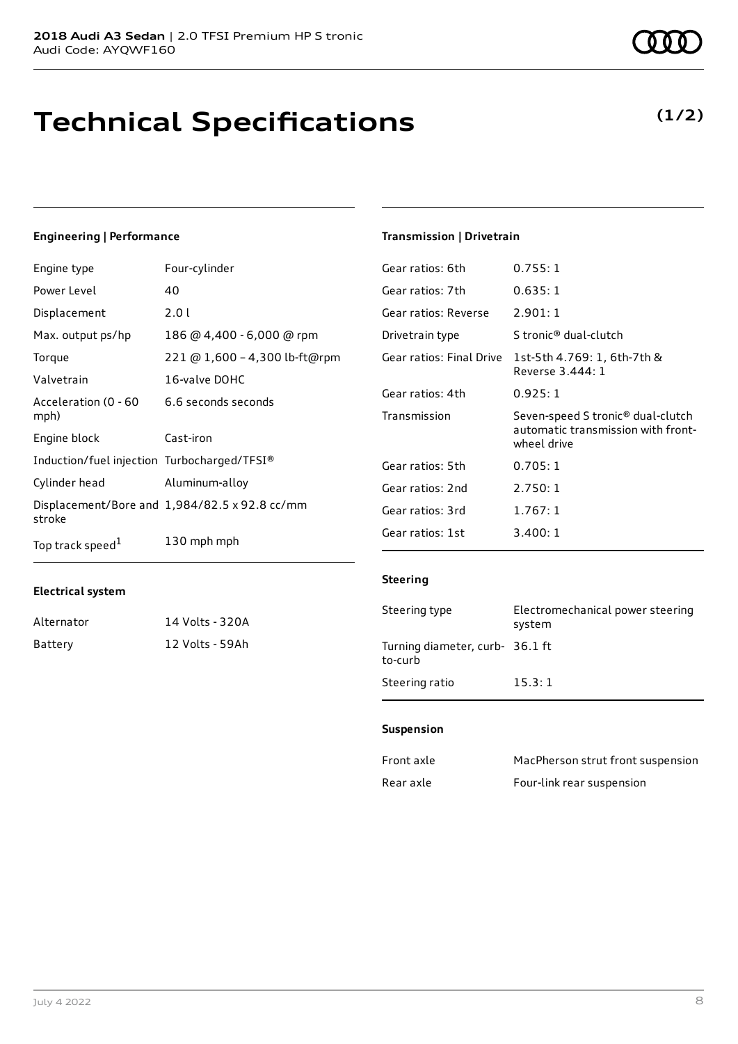# Technical Specifications

**(1/2)**

### Engineering | Performance

| | |
|---|---|
| Engine type | Four-cylinder |
| Power Level | 40 |
| Displacement | 2.0 l |
| Max. output ps/hp | 186 @ 4,400 - 6,000 @ rpm |
| Torque | 221 @ 1,600 – 4,300 lb-ft@rpm |
| Valvetrain | 16-valve DOHC |
| Acceleration (0 - 60 mph) | 6.6 seconds seconds |
| Engine block | Cast-iron |
| Induction/fuel injection | Turbocharged/TFSI® |
| Cylinder head | Aluminum-alloy |
| Displacement/Bore and stroke | 1,984/82.5 x 92.8 cc/mm |
| Top track speed[1] | 130 mph mph |

### Electrical system

| | |
|---|---|
| Alternator | 14 Volts - 320A |
| Battery | 12 Volts - 59Ah |

### Transmission | Drivetrain

| | |
|---|---|
| Gear ratios: 6th | 0.755: 1 |
| Gear ratios: 7th | 0.635: 1 |
| Gear ratios: Reverse | 2.901: 1 |
| Drivetrain type | S tronic® dual-clutch |
| Gear ratios: Final Drive | 1st-5th 4.769: 1, 6th-7th & Reverse 3.444: 1 |
| Gear ratios: 4th | 0.925: 1 |
| Transmission | Seven-speed S tronic® dual-clutch automatic transmission with front-wheel drive |
| Gear ratios: 5th | 0.705: 1 |
| Gear ratios: 2nd | 2.750: 1 |
| Gear ratios: 3rd | 1.767: 1 |
| Gear ratios: 1st | 3.400: 1 |

### Steering

| | |
|---|---|
| Steering type | Electromechanical power steering system |
| Turning diameter, curb-to-curb | 36.1 ft |
| Steering ratio | 15.3: 1 |

### Suspension

| | |
|---|---|
| Front axle | MacPherson strut front suspension |
| Rear axle | Four-link rear suspension |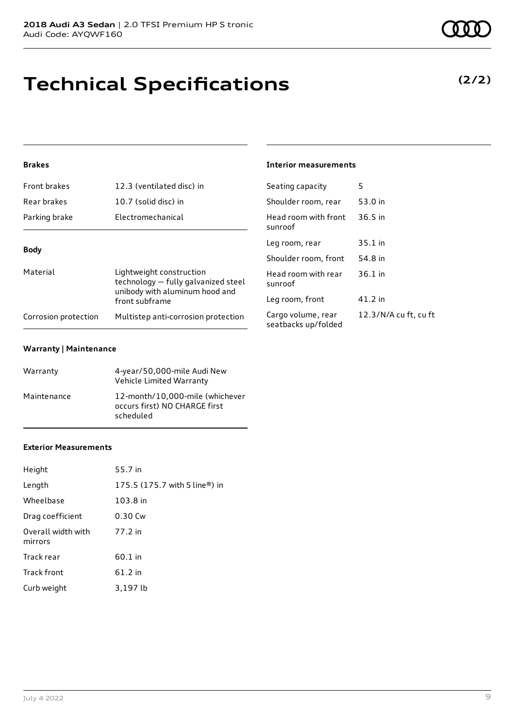# Technical Specifications

**(2/2)**

### Brakes

| | |
|---|---|
| Front brakes | 12.3 (ventilated disc) in |
| Rear brakes | 10.7 (solid disc) in |
| Parking brake | Electromechanical |

### Body

| | |
|---|---|
| Material | Lightweight construction technology — fully galvanized steel unibody with aluminum hood and front subframe |
| Corrosion protection | Multistep anti-corrosion protection |

### Warranty | Maintenance

| | |
|---|---|
| Warranty | 4-year/50,000-mile Audi New Vehicle Limited Warranty |
| Maintenance | 12-month/10,000-mile (whichever occurs first) NO CHARGE first scheduled |

### Exterior Measurements

| | |
|---|---|
| Height | 55.7 in |
| Length | 175.5 (175.7 with S line®) in |
| Wheelbase | 103.8 in |
| Drag coefficient | 0.30 Cw |
| Overall width with mirrors | 77.2 in |
| Track rear | 60.1 in |
| Track front | 61.2 in |
| Curb weight | 3,197 lb |

### Interior measurements

| | |
|---|---|
| Seating capacity | 5 |
| Shoulder room, rear | 53.0 in |
| Head room with front sunroof | 36.5 in |
| Leg room, rear | 35.1 in |
| Shoulder room, front | 54.8 in |
| Head room with rear sunroof | 36.1 in |
| Leg room, front | 41.2 in |
| Cargo volume, rear seatbacks up/folded | 12.3/N/A cu ft, cu ft |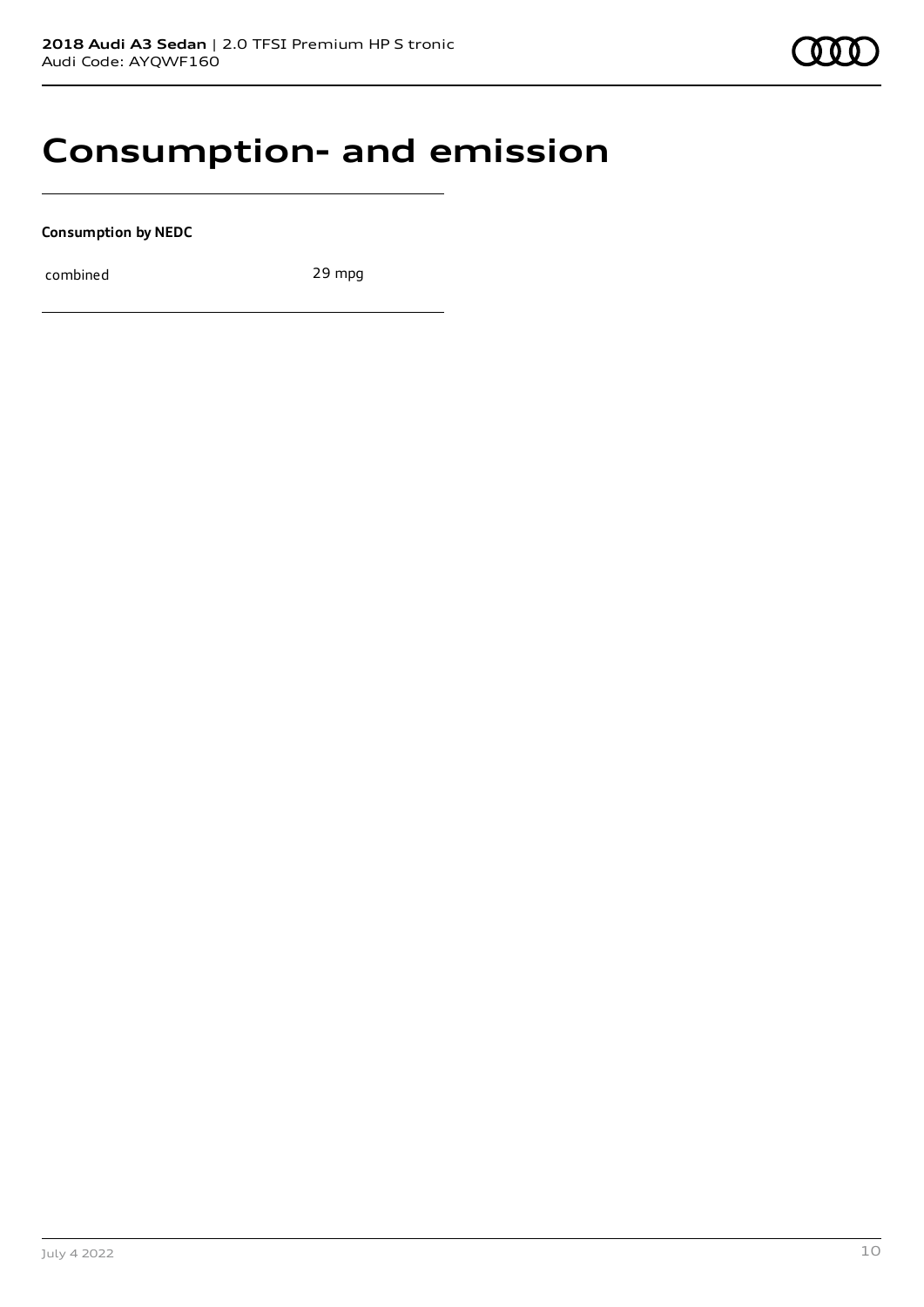# Consumption- and emission

**Consumption by NEDC**

| combined | 29 mpg |
| --- | --- |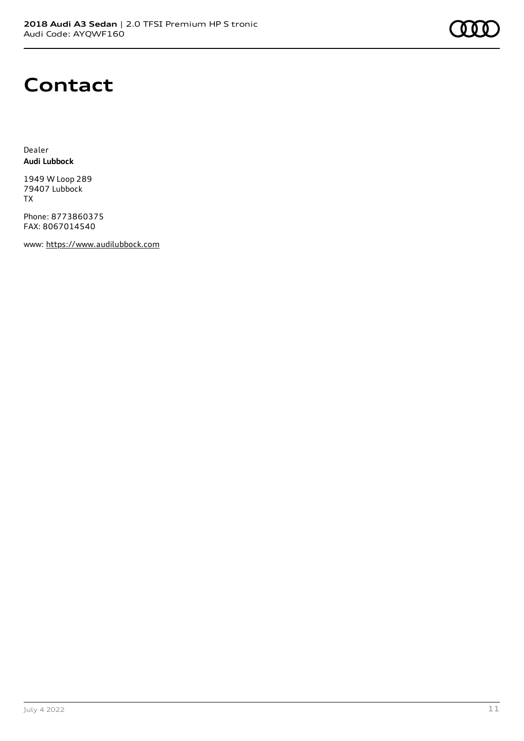# Contact

Dealer
**Audi Lubbock**

1949 W Loop 289
79407 Lubbock
TX

Phone: 8773860375
FAX: 8067014540

www: https://www.audilubbock.com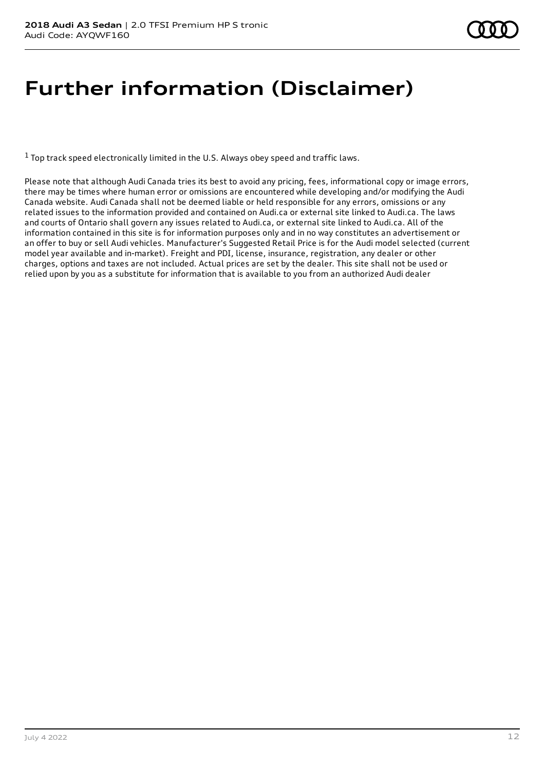# Further information (Disclaimer)

[1] Top track speed electronically limited in the U.S. Always obey speed and traffic laws.

Please note that although Audi Canada tries its best to avoid any pricing, fees, informational copy or image errors, there may be times where human error or omissions are encountered while developing and/or modifying the Audi Canada website. Audi Canada shall not be deemed liable or held responsible for any errors, omissions or any related issues to the information provided and contained on Audi.ca or external site linked to Audi.ca. The laws and courts of Ontario shall govern any issues related to Audi.ca, or external site linked to Audi.ca. All of the information contained in this site is for information purposes only and in no way constitutes an advertisement or an offer to buy or sell Audi vehicles. Manufacturer's Suggested Retail Price is for the Audi model selected (current model year available and in-market). Freight and PDI, license, insurance, registration, any dealer or other charges, options and taxes are not included. Actual prices are set by the dealer. This site shall not be used or relied upon by you as a substitute for information that is available to you from an authorized Audi dealer